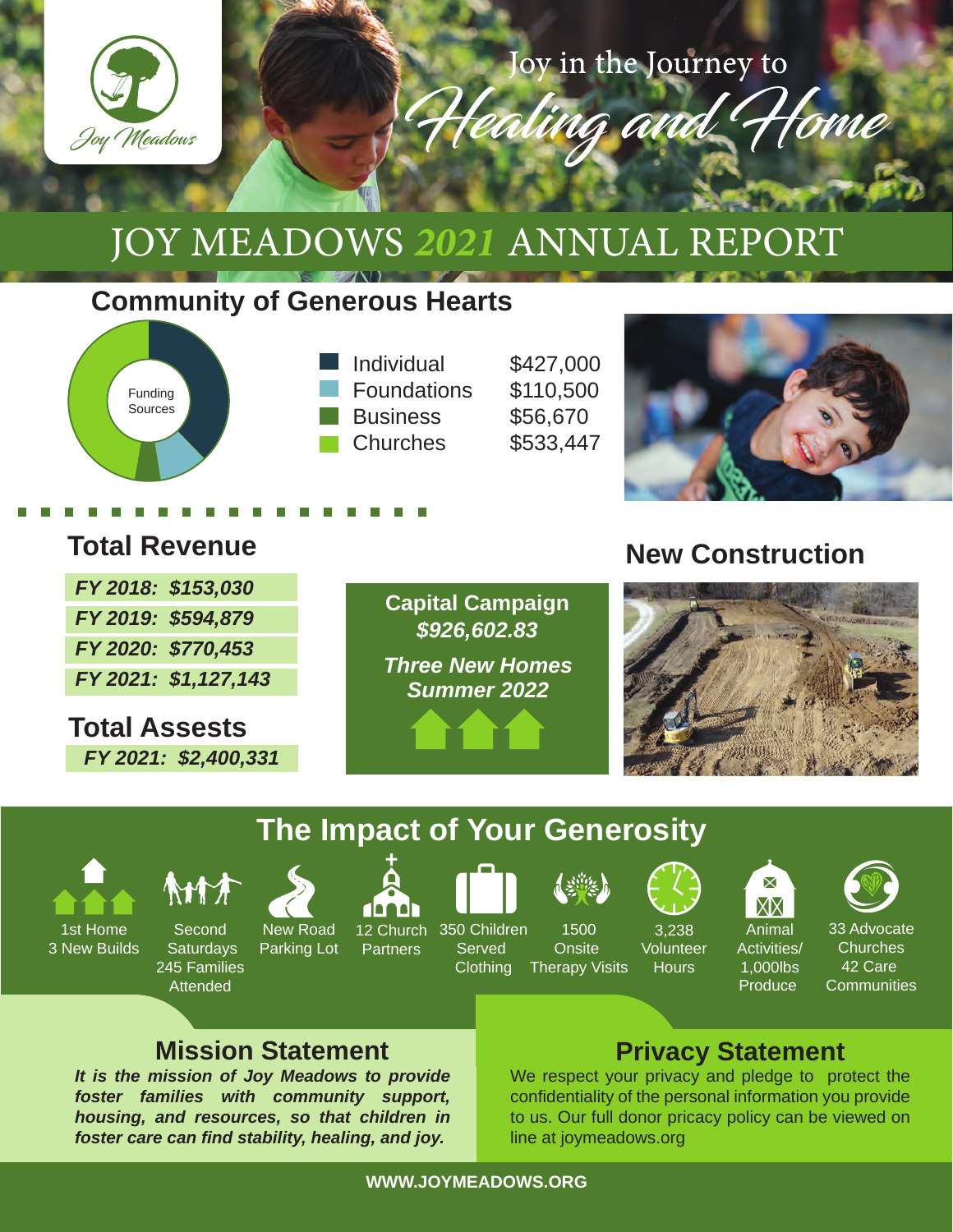Joy Meadows

Joy in the Journey to *Healing and Home*

# JOY MEADOWS *2021* ANNUAL REPORT

## Community of Generous Hearts

Funding Sources

| Source | Amount |
|---|---|
| Individual | $427,000 |
| Foundations | $110,500 |
| Business | $56,670 |
| Churches | $533,447 |

## Total Revenue

***FY 2018: $153,030***

***FY 2019: $594,879***

***FY 2020: $770,453***

***FY 2021: $1,127,143***

## Total Assests

***FY 2021: $2,400,331***

**Capital Campaign**
***$926,602.83***

***Three New Homes Summer 2022***

## New Construction

## The Impact of Your Generosity

- 1st Home 3 New Builds
- Second Saturdays 245 Families Attended
- New Road Parking Lot
- 12 Church Partners
- 350 Children Served Clothing
- 1500 Onsite Therapy Visits
- 3,238 Volunteer Hours
- Animal Activities/ 1,000lbs Produce
- 33 Advocate Churches 42 Care Communities

## Mission Statement

***It is the mission of Joy Meadows to provide foster families with community support, housing, and resources, so that children in foster care can find stability, healing, and joy.***

## Privacy Statement

We respect your privacy and pledge to protect the confidentiality of the personal information you provide to us. Our full donor pricacy policy can be viewed on line at joymeadows.org

**WWW.JOYMEADOWS.ORG**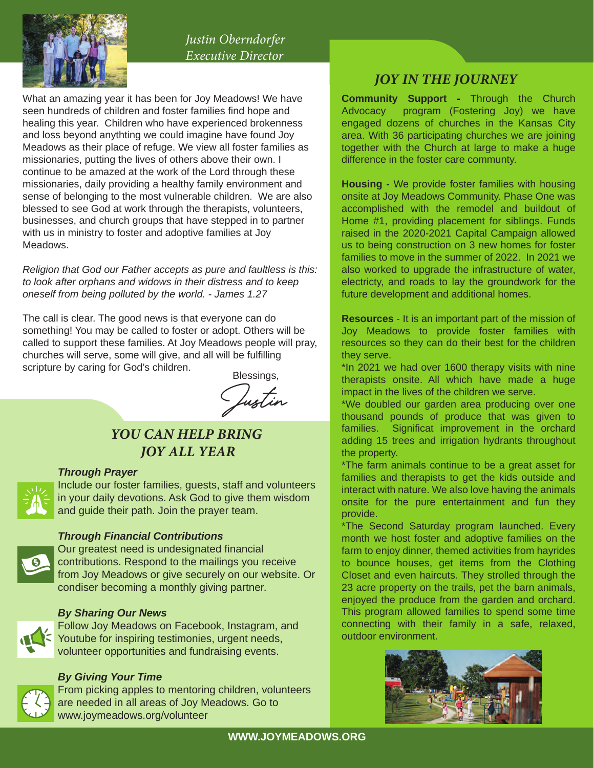*Justin Oberndorfer*
*Executive Director*

What an amazing year it has been for Joy Meadows! We have seen hundreds of children and foster families find hope and healing this year. Children who have experienced brokenness and loss beyond anythting we could imagine have found Joy Meadows as their place of refuge. We view all foster families as missionaries, putting the lives of others above their own. I continue to be amazed at the work of the Lord through these missionaries, daily providing a healthy family environment and sense of belonging to the most vulnerable children. We are also blessed to see God at work through the therapists, volunteers, businesses, and church groups that have stepped in to partner with us in ministry to foster and adoptive families at Joy Meadows.

*Religion that God our Father accepts as pure and faultless is this: to look after orphans and widows in their distress and to keep oneself from being polluted by the world. - James 1.27*

The call is clear. The good news is that everyone can do something! You may be called to foster or adopt. Others will be called to support these families. At Joy Meadows people will pray, churches will serve, some will give, and all will be fulfilling scripture by caring for God's children.

Blessings,

Justin

## YOU CAN HELP BRING JOY ALL YEAR

### *Through Prayer*

Include our foster families, guests, staff and volunteers in your daily devotions. Ask God to give them wisdom and guide their path. Join the prayer team.

### *Through Financial Contributions*

Our greatest need is undesignated financial contributions. Respond to the mailings you receive from Joy Meadows or give securely on our website. Or condiser becoming a monthly giving partner.

### *By Sharing Our News*

Follow Joy Meadows on Facebook, Instagram, and Youtube for inspiring testimonies, urgent needs, volunteer opportunities and fundraising events.

### *By Giving Your Time*

From picking apples to mentoring children, volunteers are needed in all areas of Joy Meadows. Go to www.joymeadows.org/volunteer

## JOY IN THE JOURNEY

**Community Support -** Through the Church Advocacy program (Fostering Joy) we have engaged dozens of churches in the Kansas City area. With 36 participating churches we are joining together with the Church at large to make a huge difference in the foster care commuty.

**Housing -** We provide foster families with housing onsite at Joy Meadows Community. Phase One was accomplished with the remodel and buildout of Home #1, providing placement for siblings. Funds raised in the 2020-2021 Capital Campaign allowed us to being construction on 3 new homes for foster families to move in the summer of 2022. In 2021 we also worked to upgrade the infrastructure of water, electricty, and roads to lay the groundwork for the future development and additional homes.

**Resources** - It is an important part of the mission of Joy Meadows to provide foster families with resources so they can do their best for the children they serve.

*In 2021 we had over 1600 therapy visits with nine therapists onsite. All which have made a huge impact in the lives of the children we serve.

*We doubled our garden area producing over one thousand pounds of produce that was given to families. Significat improvement in the orchard adding 15 trees and irrigation hydrants throughout the property.

*The farm animals continue to be a great asset for families and therapists to get the kids outside and interact with nature. We also love having the animals onsite for the pure entertainment and fun they provide.

*The Second Saturday program launched. Every month we host foster and adoptive families on the farm to enjoy dinner, themed activities from hayrides to bounce houses, get items from the Clothing Closet and even haircuts. They strolled through the 23 acre property on the trails, pet the barn animals, enjoyed the produce from the garden and orchard. This program allowed families to spend some time connecting with their family in a safe, relaxed, outdoor environment.

**WWW.JOYMEADOWS.ORG**